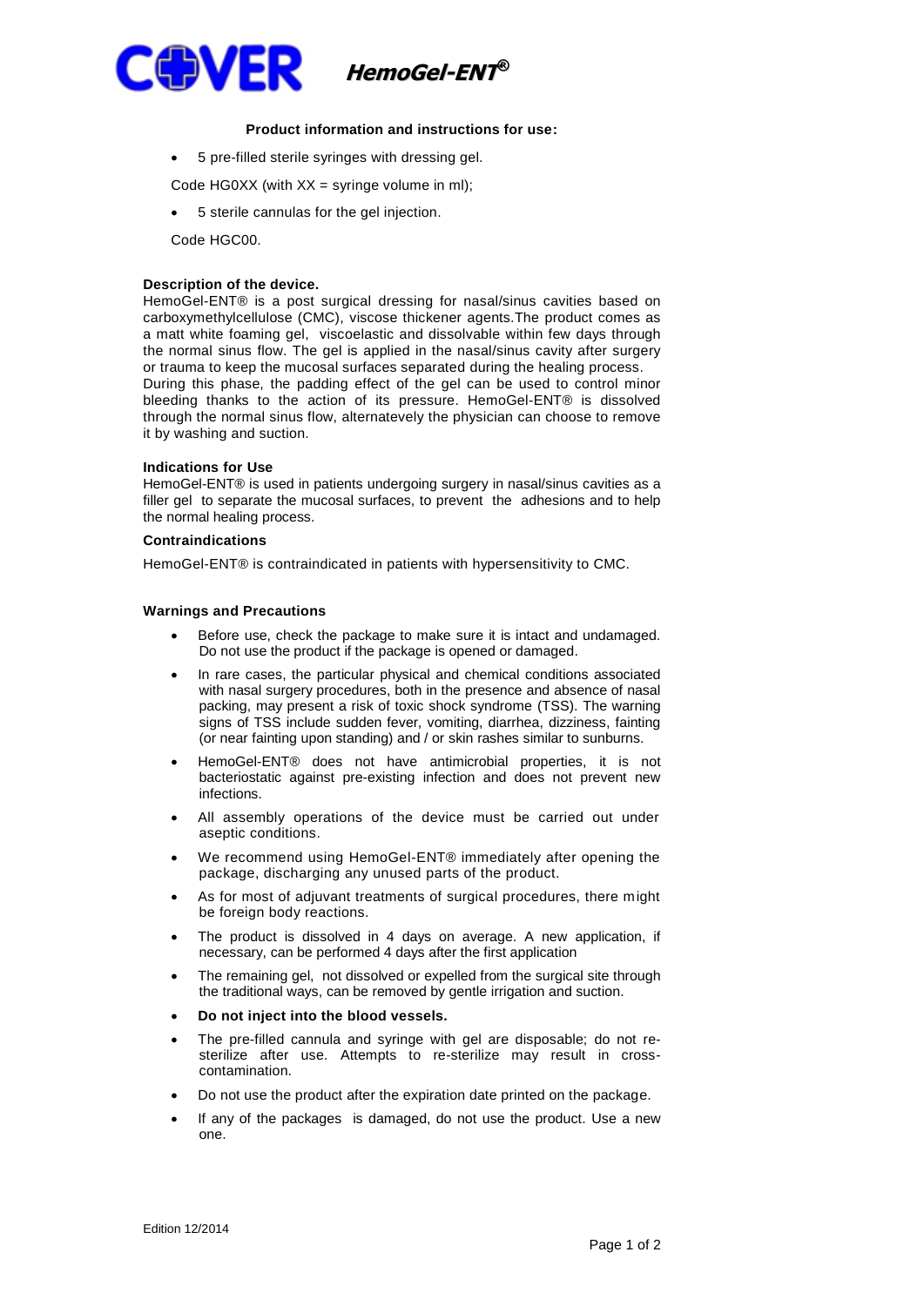# COVER HemoGel-ENT®

**Product information and instructions for use:**

- 5 pre-filled sterile syringes with dressing gel.

Code HG0XX (with XX = syringe volume in ml);

- 5 sterile cannulas for the gel injection.

Code HGC00.

**Description of the device.**

HemoGel-ENT® is a post surgical dressing for nasal/sinus cavities based on carboxymethylcellulose (CMC), viscose thickener agents.The product comes as a matt white foaming gel, viscoelastic and dissolvable within few days through the normal sinus flow. The gel is applied in the nasal/sinus cavity after surgery or trauma to keep the mucosal surfaces separated during the healing process.
During this phase, the padding effect of the gel can be used to control minor bleeding thanks to the action of its pressure. HemoGel-ENT® is dissolved through the normal sinus flow, alternatevely the physician can choose to remove it by washing and suction.

**Indications for Use**

HemoGel-ENT® is used in patients undergoing surgery in nasal/sinus cavities as a filler gel to separate the mucosal surfaces, to prevent the adhesions and to help the normal healing process.

**Contraindications**

HemoGel-ENT® is contraindicated in patients with hypersensitivity to CMC.

**Warnings and Precautions**

- Before use, check the package to make sure it is intact and undamaged. Do not use the product if the package is opened or damaged.
- In rare cases, the particular physical and chemical conditions associated with nasal surgery procedures, both in the presence and absence of nasal packing, may present a risk of toxic shock syndrome (TSS). The warning signs of TSS include sudden fever, vomiting, diarrhea, dizziness, fainting (or near fainting upon standing) and / or skin rashes similar to sunburns.
- HemoGel-ENT® does not have antimicrobial properties, it is not bacteriostatic against pre-existing infection and does not prevent new infections.
- All assembly operations of the device must be carried out under aseptic conditions.
- We recommend using HemoGel-ENT® immediately after opening the package, discharging any unused parts of the product.
- As for most of adjuvant treatments of surgical procedures, there might be foreign body reactions.
- The product is dissolved in 4 days on average. A new application, if necessary, can be performed 4 days after the first application
- The remaining gel, not dissolved or expelled from the surgical site through the traditional ways, can be removed by gentle irrigation and suction.
- **Do not inject into the blood vessels.**
- The pre-filled cannula and syringe with gel are disposable; do not re-sterilize after use. Attempts to re-sterilize may result in cross-contamination.
- Do not use the product after the expiration date printed on the package.
- If any of the packages is damaged, do not use the product. Use a new one.

Edition 12/2014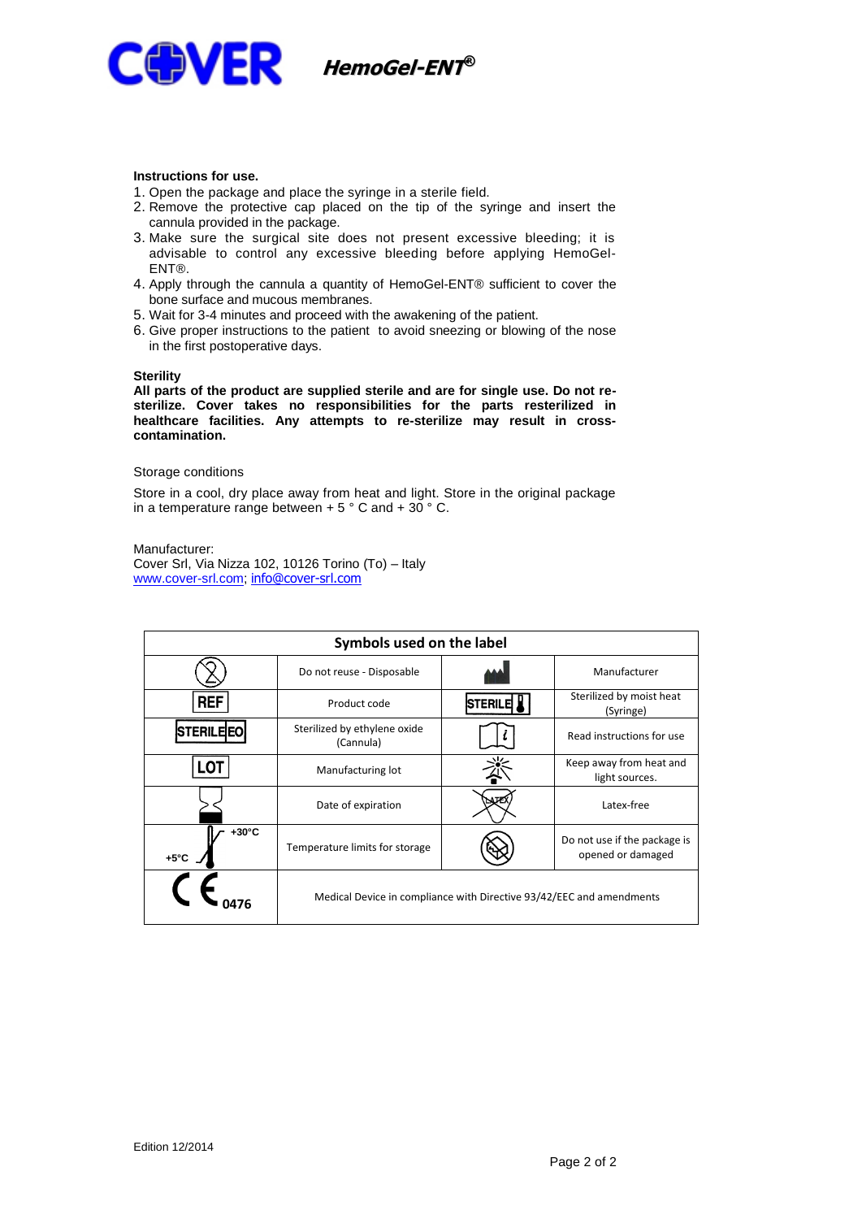**COVER** ***HemoGel-ENT®***

**Instructions for use.**

1. Open the package and place the syringe in a sterile field.
2. Remove the protective cap placed on the tip of the syringe and insert the cannula provided in the package.
3. Make sure the surgical site does not present excessive bleeding; it is advisable to control any excessive bleeding before applying HemoGel-ENT®.
4. Apply through the cannula a quantity of HemoGel-ENT® sufficient to cover the bone surface and mucous membranes.
5. Wait for 3-4 minutes and proceed with the awakening of the patient.
6. Give proper instructions to the patient to avoid sneezing or blowing of the nose in the first postoperative days.

**Sterility**

**All parts of the product are supplied sterile and are for single use. Do not re-sterilize. Cover takes no responsibilities for the parts resterilized in healthcare facilities. Any attempts to re-sterilize may result in cross-contamination.**

Storage conditions

Store in a cool, dry place away from heat and light. Store in the original package in a temperature range between + 5 ° C and + 30 ° C.

Manufacturer:
Cover Srl, Via Nizza 102, 10126 Torino (To) – Italy
www.cover-srl.com; info@cover-srl.com

| **Symbols used on the label** | | | |
|---|---|---|---|
| | Do not reuse - Disposable | | Manufacturer |
| REF | Product code | STERILE | Sterilized by moist heat (Syringe) |
| STERILE EO | Sterilized by ethylene oxide (Cannula) | i | Read instructions for use |
| LOT | Manufacturing lot | | Keep away from heat and light sources. |
| | Date of expiration | LATEX | Latex-free |
| +5°C +30°C | Temperature limits for storage | | Do not use if the package is opened or damaged |
| CE 0476 | Medical Device in compliance with Directive 93/42/EEC and amendments | | |

Edition 12/2014